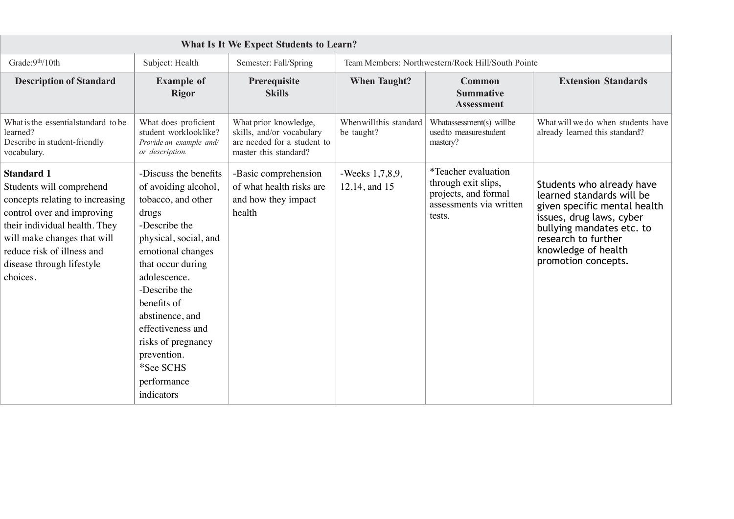| What Is It We Expect Students to Learn? | | | | | |
|---|---|---|---|---|---|
| Grade: 9th/10th | Subject: Health | Semester: Fall/Spring | Team Members: Northwestern/Rock Hill/South Pointe | | |
| **Description of Standard** | **Example of Rigor** | **Prerequisite Skills** | **When Taught?** | **Common Summative Assessment** | **Extension Standards** |
| What is the essential standard to be learned? Describe in student-friendly vocabulary. | What does proficient student work look like? *Provide an example and/ or description.* | What prior knowledge, skills, and/or vocabulary are needed for a student to master this standard? | When will this standard be taught? | What assessment(s) will be used to measure student mastery? | What will we do when students have already learned this standard? |
| **Standard 1** Students will comprehend concepts relating to increasing control over and improving their individual health. They will make changes that will reduce risk of illness and disease through lifestyle choices. | -Discuss the benefits of avoiding alcohol, tobacco, and other drugs<br>-Describe the physical, social, and emotional changes that occur during adolescence.<br>-Describe the benefits of abstinence, and effectiveness and risks of pregnancy prevention.<br>*See SCHS performance indicators | -Basic comprehension of what health risks are and how they impact health | -Weeks 1,7,8,9, 12,14, and 15 | *Teacher evaluation through exit slips, projects, and formal assessments via written tests. | Students who already have learned standards will be given specific mental health issues, drug laws, cyber bullying mandates etc. to research to further knowledge of health promotion concepts. |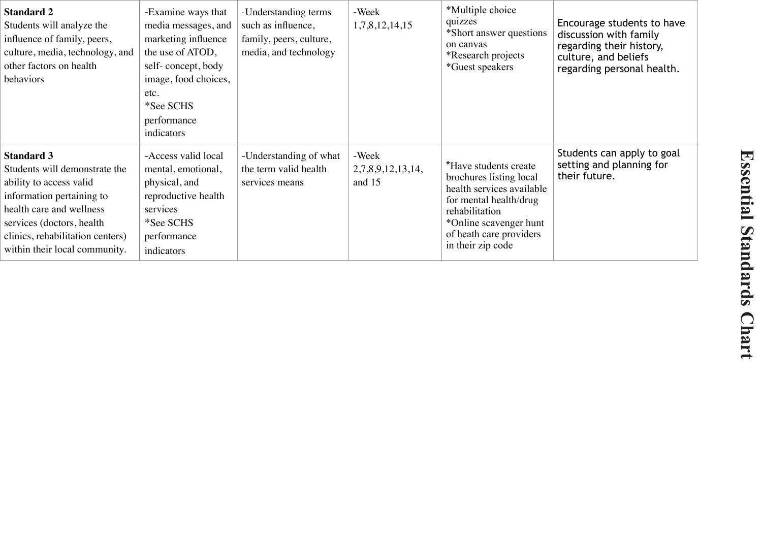# Essential Standards Chart

| | | | | | |
|---|---|---|---|---|---|
| **Standard 2**<br>Students will analyze the influence of family, peers, culture, media, technology, and other factors on health behaviors | -Examine ways that media messages, and marketing influence the use of ATOD, self- concept, body image, food choices, etc.<br>*See SCHS performance indicators | -Understanding terms such as influence, family, peers, culture, media, and technology | -Week 1,7,8,12,14,15 | *Multiple choice quizzes<br>*Short answer questions on canvas<br>*Research projects<br>*Guest speakers | Encourage students to have discussion with family regarding their history, culture, and beliefs regarding personal health. |
| **Standard 3**<br>Students will demonstrate the ability to access valid information pertaining to health care and wellness services (doctors, health clinics, rehabilitation centers) within their local community. | -Access valid local mental, emotional, physical, and reproductive health services<br>*See SCHS performance indicators | -Understanding of what the term valid health services means | -Week 2,7,8,9,12,13,14, and 15 | *Have students create brochures listing local health services available for mental health/drug rehabilitation<br>*Online scavenger hunt of heath care providers in their zip code | Students can apply to goal setting and planning for their future. |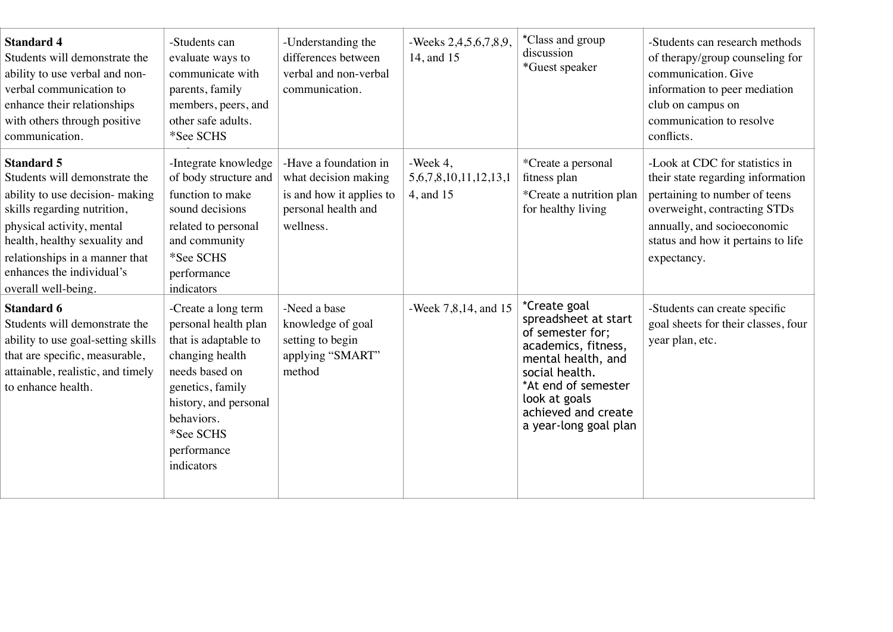| **Standard 4** Students will demonstrate the ability to use verbal and non-verbal communication to enhance their relationships with others through positive communication. | -Students can evaluate ways to communicate with parents, family members, peers, and other safe adults. *See SCHS | -Understanding the differences between verbal and non-verbal communication. | -Weeks 2,4,5,6,7,8,9, 14, and 15 | *Class and group discussion *Guest speaker | -Students can research methods of therapy/group counseling for communication. Give information to peer mediation club on campus on communication to resolve conflicts. |
|---|---|---|---|---|---|
| **Standard 5** Students will demonstrate the ability to use decision- making skills regarding nutrition, physical activity, mental health, healthy sexuality and relationships in a manner that enhances the individual's overall well-being. | -Integrate knowledge of body structure and function to make sound decisions related to personal and community *See SCHS performance indicators | -Have a foundation in what decision making is and how it applies to personal health and wellness. | -Week 4, 5,6,7,8,10,11,12,13,14, and 15 | *Create a personal fitness plan *Create a nutrition plan for healthy living | -Look at CDC for statistics in their state regarding information pertaining to number of teens overweight, contracting STDs annually, and socioeconomic status and how it pertains to life expectancy. |
| **Standard 6** Students will demonstrate the ability to use goal-setting skills that are specific, measurable, attainable, realistic, and timely to enhance health. | -Create a long term personal health plan that is adaptable to changing health needs based on genetics, family history, and personal behaviors. *See SCHS performance indicators | -Need a base knowledge of goal setting to begin applying "SMART" method | -Week 7,8,14, and 15 | *Create goal spreadsheet at start of semester for; academics, fitness, mental health, and social health. *At end of semester look at goals achieved and create a year-long goal plan | -Students can create specific goal sheets for their classes, four year plan, etc. |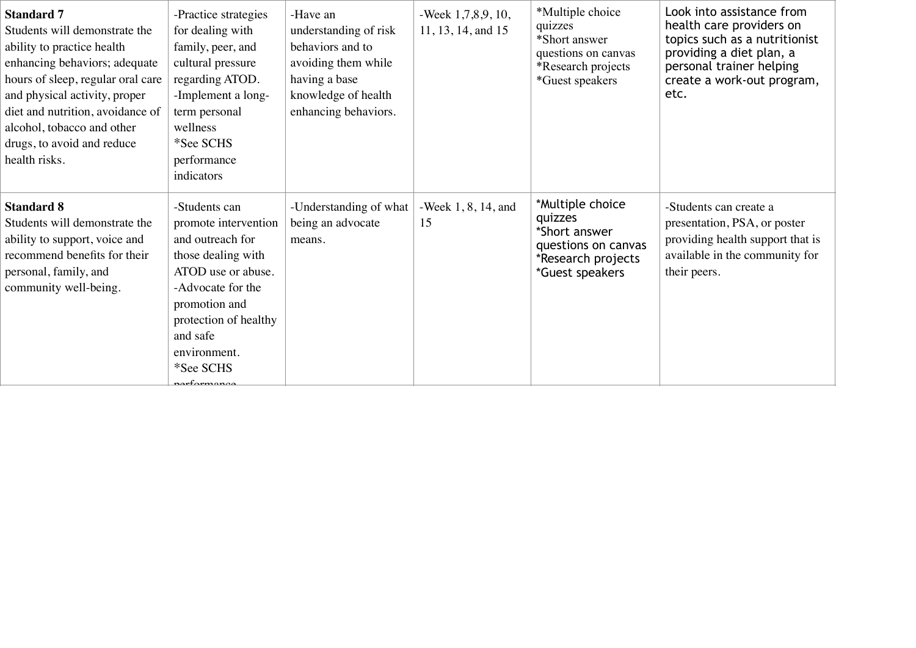| | | | | | |
|---|---|---|---|---|---|
| **Standard 7**<br>Students will demonstrate the ability to practice health enhancing behaviors; adequate hours of sleep, regular oral care and physical activity, proper diet and nutrition, avoidance of alcohol, tobacco and other drugs, to avoid and reduce health risks. | -Practice strategies for dealing with family, peer, and cultural pressure regarding ATOD.<br>-Implement a long-term personal wellness<br>*See SCHS performance indicators | -Have an understanding of risk behaviors and to avoiding them while having a base knowledge of health enhancing behaviors. | -Week 1,7,8,9, 10, 11, 13, 14, and 15 | *Multiple choice quizzes<br>*Short answer questions on canvas<br>*Research projects<br>*Guest speakers | Look into assistance from health care providers on topics such as a nutritionist providing a diet plan, a personal trainer helping create a work-out program, etc. |
| **Standard 8**<br>Students will demonstrate the ability to support, voice and recommend benefits for their personal, family, and community well-being. | -Students can promote intervention and outreach for those dealing with ATOD use or abuse.<br>-Advocate for the promotion and protection of healthy and safe environment.<br>*See SCHS performance | -Understanding of what being an advocate means. | -Week 1, 8, 14, and 15 | *Multiple choice quizzes<br>*Short answer questions on canvas<br>*Research projects<br>*Guest speakers | -Students can create a presentation, PSA, or poster providing health support that is available in the community for their peers. |